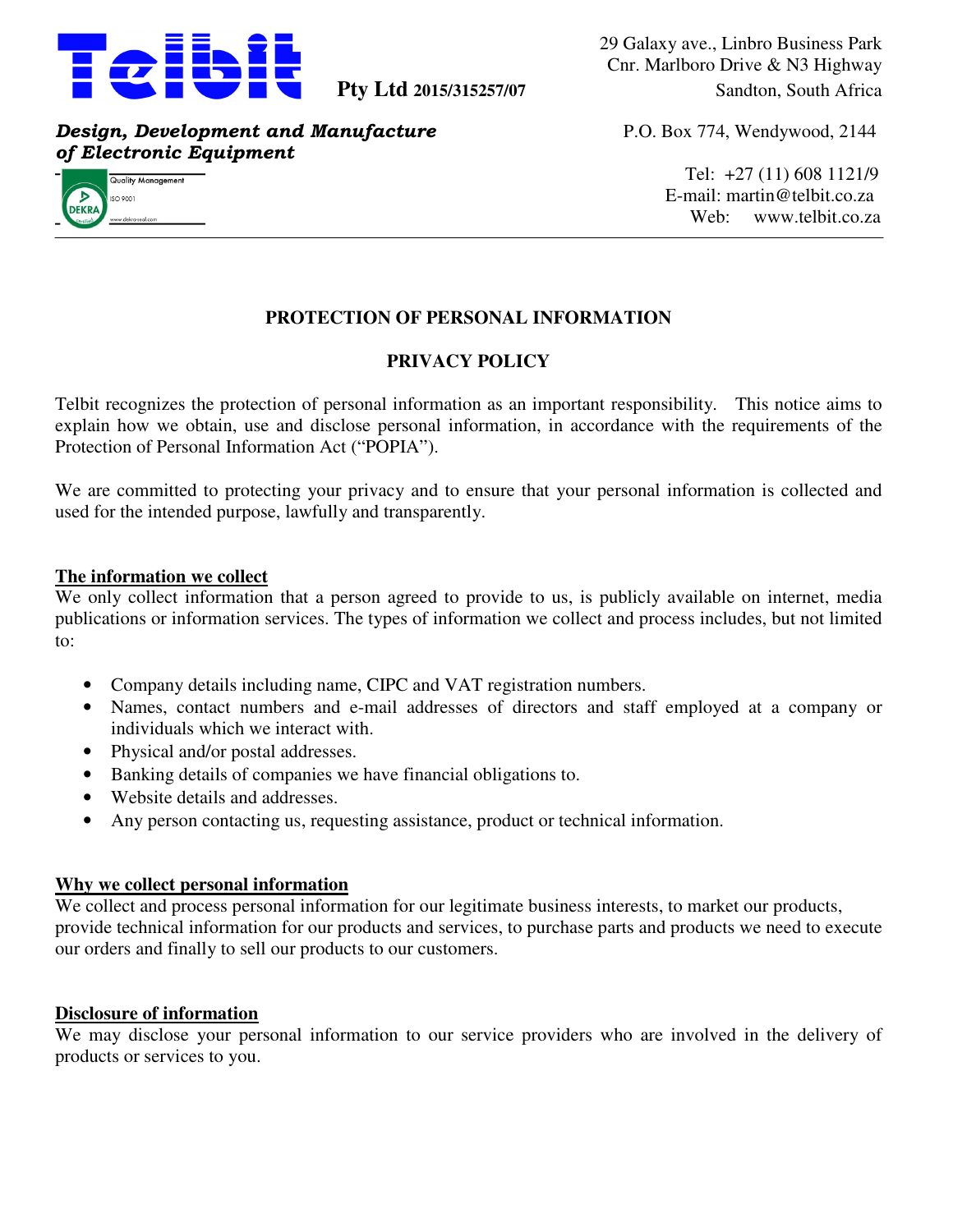**Telbit Pty Ltd 2015/315257/07**

29 Galaxy ave., Linbro Business Park
Cnr. Marlboro Drive & N3 Highway
Sandton, South Africa

*Design, Development and Manufacture of Electronic Equipment*

Quality Management
ISO 9001
DEKRA
www.dekra-seal.com

P.O. Box 774, Wendywood, 2144

Tel: +27 (11) 608 1121/9
E-mail: martin@telbit.co.za
Web: www.telbit.co.za

---

# PROTECTION OF PERSONAL INFORMATION

# PRIVACY POLICY

Telbit recognizes the protection of personal information as an important responsibility. This notice aims to explain how we obtain, use and disclose personal information, in accordance with the requirements of the Protection of Personal Information Act ("POPIA").

We are committed to protecting your privacy and to ensure that your personal information is collected and used for the intended purpose, lawfully and transparently.

## The information we collect

We only collect information that a person agreed to provide to us, is publicly available on internet, media publications or information services. The types of information we collect and process includes, but not limited to:

- Company details including name, CIPC and VAT registration numbers.
- Names, contact numbers and e-mail addresses of directors and staff employed at a company or individuals which we interact with.
- Physical and/or postal addresses.
- Banking details of companies we have financial obligations to.
- Website details and addresses.
- Any person contacting us, requesting assistance, product or technical information.

## Why we collect personal information

We collect and process personal information for our legitimate business interests, to market our products, provide technical information for our products and services, to purchase parts and products we need to execute our orders and finally to sell our products to our customers.

## Disclosure of information

We may disclose your personal information to our service providers who are involved in the delivery of products or services to you.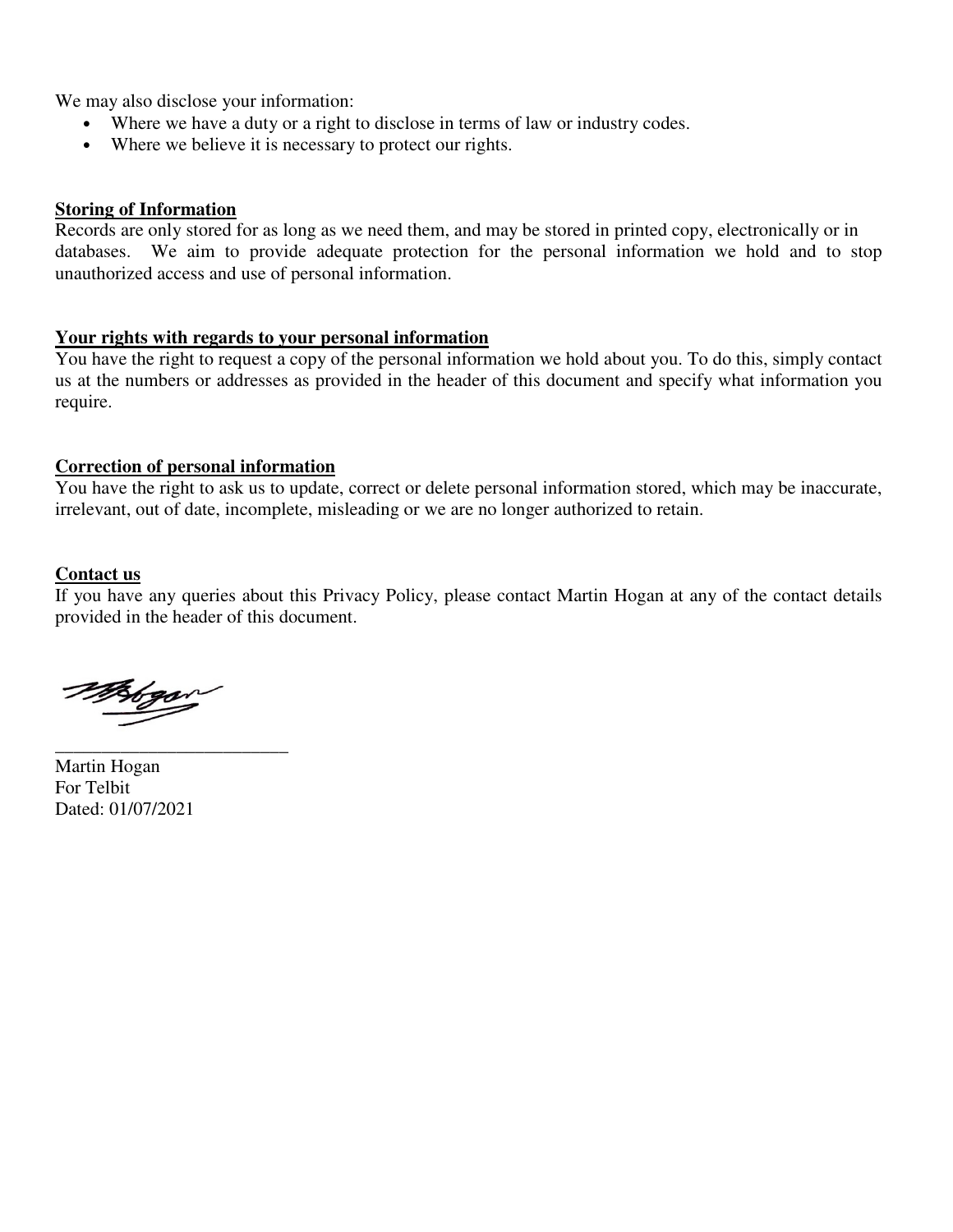We may also disclose your information:

- Where we have a duty or a right to disclose in terms of law or industry codes.
- Where we believe it is necessary to protect our rights.

**Storing of Information**

Records are only stored for as long as we need them, and may be stored in printed copy, electronically or in databases. We aim to provide adequate protection for the personal information we hold and to stop unauthorized access and use of personal information.

**Your rights with regards to your personal information**

You have the right to request a copy of the personal information we hold about you. To do this, simply contact us at the numbers or addresses as provided in the header of this document and specify what information you require.

**Correction of personal information**

You have the right to ask us to update, correct or delete personal information stored, which may be inaccurate, irrelevant, out of date, incomplete, misleading or we are no longer authorized to retain.

**Contact us**

If you have any queries about this Privacy Policy, please contact Martin Hogan at any of the contact details provided in the header of this document.

\_\_\_\_\_\_\_\_\_\_\_\_\_\_\_\_\_\_\_\_\_\_\_\_\_

Martin Hogan
For Telbit
Dated: 01/07/2021